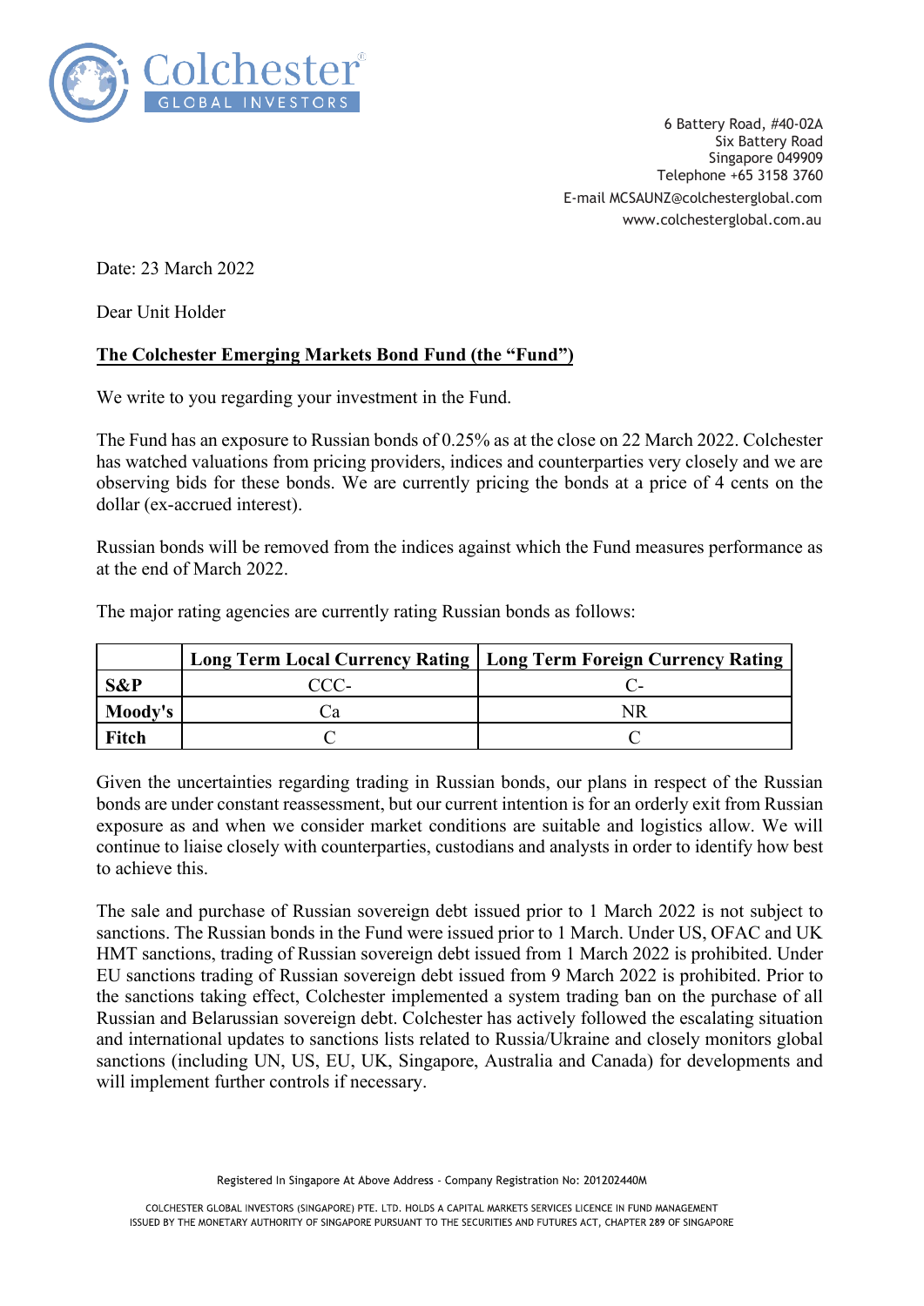Colchester GLOBAL INVESTORS

6 Battery Road, #40-02A
Six Battery Road
Singapore 049909
Telephone +65 3158 3760
E-mail MCSAUNZ@colchesterglobal.com
www.colchesterglobal.com.au

Date: 23 March 2022

Dear Unit Holder

**The Colchester Emerging Markets Bond Fund (the "Fund")**

We write to you regarding your investment in the Fund.

The Fund has an exposure to Russian bonds of 0.25% as at the close on 22 March 2022. Colchester has watched valuations from pricing providers, indices and counterparties very closely and we are observing bids for these bonds. We are currently pricing the bonds at a price of 4 cents on the dollar (ex-accrued interest).

Russian bonds will be removed from the indices against which the Fund measures performance as at the end of March 2022.

The major rating agencies are currently rating Russian bonds as follows:

| | Long Term Local Currency Rating | Long Term Foreign Currency Rating |
|---|---|---|
| **S&P** | CCC- | C- |
| **Moody's** | Ca | NR |
| **Fitch** | C | C |

Given the uncertainties regarding trading in Russian bonds, our plans in respect of the Russian bonds are under constant reassessment, but our current intention is for an orderly exit from Russian exposure as and when we consider market conditions are suitable and logistics allow. We will continue to liaise closely with counterparties, custodians and analysts in order to identify how best to achieve this.

The sale and purchase of Russian sovereign debt issued prior to 1 March 2022 is not subject to sanctions. The Russian bonds in the Fund were issued prior to 1 March. Under US, OFAC and UK HMT sanctions, trading of Russian sovereign debt issued from 1 March 2022 is prohibited. Under EU sanctions trading of Russian sovereign debt issued from 9 March 2022 is prohibited. Prior to the sanctions taking effect, Colchester implemented a system trading ban on the purchase of all Russian and Belarussian sovereign debt. Colchester has actively followed the escalating situation and international updates to sanctions lists related to Russia/Ukraine and closely monitors global sanctions (including UN, US, EU, UK, Singapore, Australia and Canada) for developments and will implement further controls if necessary.

Registered In Singapore At Above Address - Company Registration No: 201202440M

COLCHESTER GLOBAL INVESTORS (SINGAPORE) PTE. LTD. HOLDS A CAPITAL MARKETS SERVICES LICENCE IN FUND MANAGEMENT ISSUED BY THE MONETARY AUTHORITY OF SINGAPORE PURSUANT TO THE SECURITIES AND FUTURES ACT, CHAPTER 289 OF SINGAPORE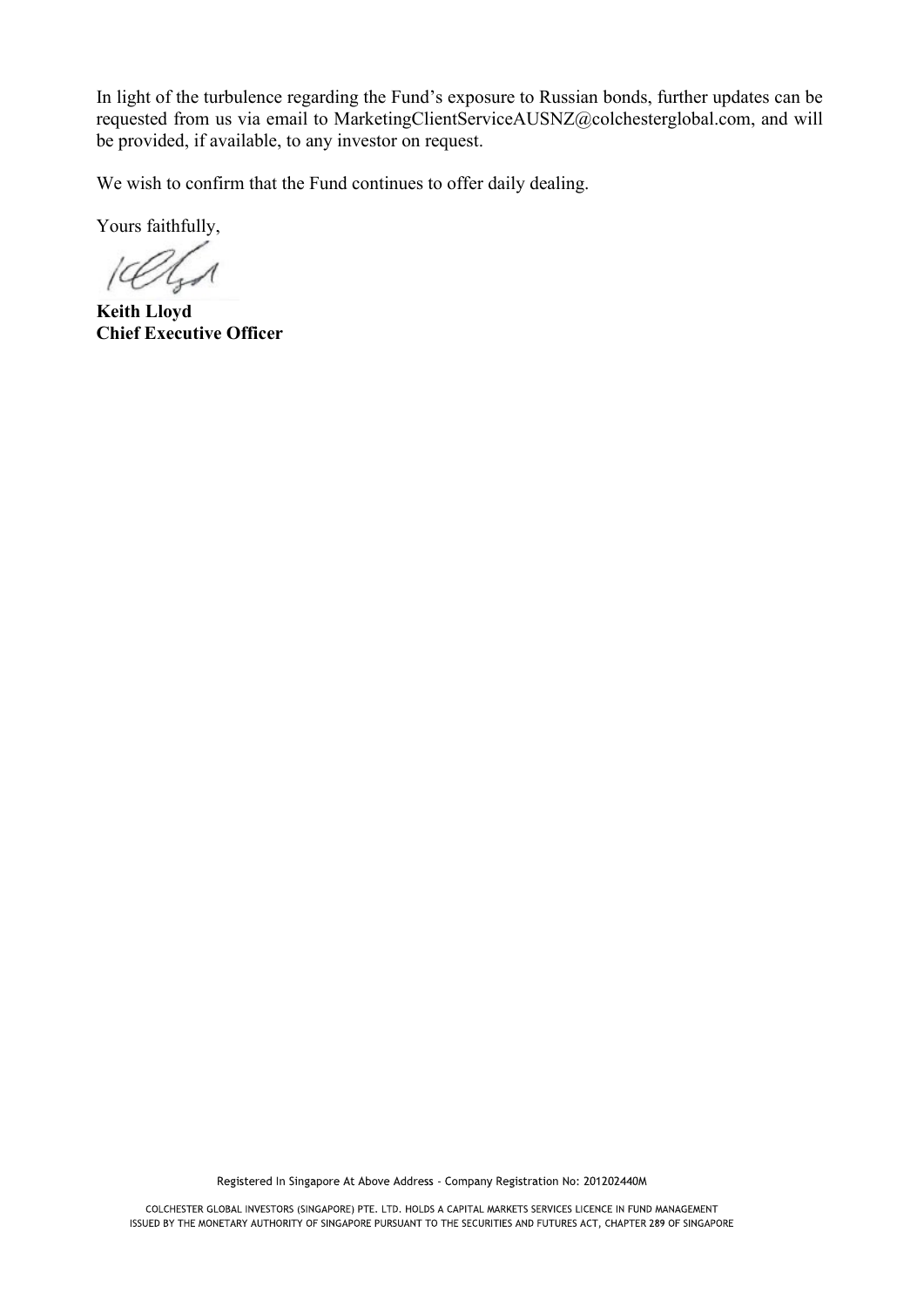In light of the turbulence regarding the Fund's exposure to Russian bonds, further updates can be requested from us via email to MarketingClientServiceAUSNZ@colchesterglobal.com, and will be provided, if available, to any investor on request.

We wish to confirm that the Fund continues to offer daily dealing.

Yours faithfully,

**Keith Lloyd**
**Chief Executive Officer**

Registered In Singapore At Above Address – Company Registration No: 201202440M

COLCHESTER GLOBAL INVESTORS (SINGAPORE) PTE. LTD. HOLDS A CAPITAL MARKETS SERVICES LICENCE IN FUND MANAGEMENT ISSUED BY THE MONETARY AUTHORITY OF SINGAPORE PURSUANT TO THE SECURITIES AND FUTURES ACT, CHAPTER 289 OF SINGAPORE